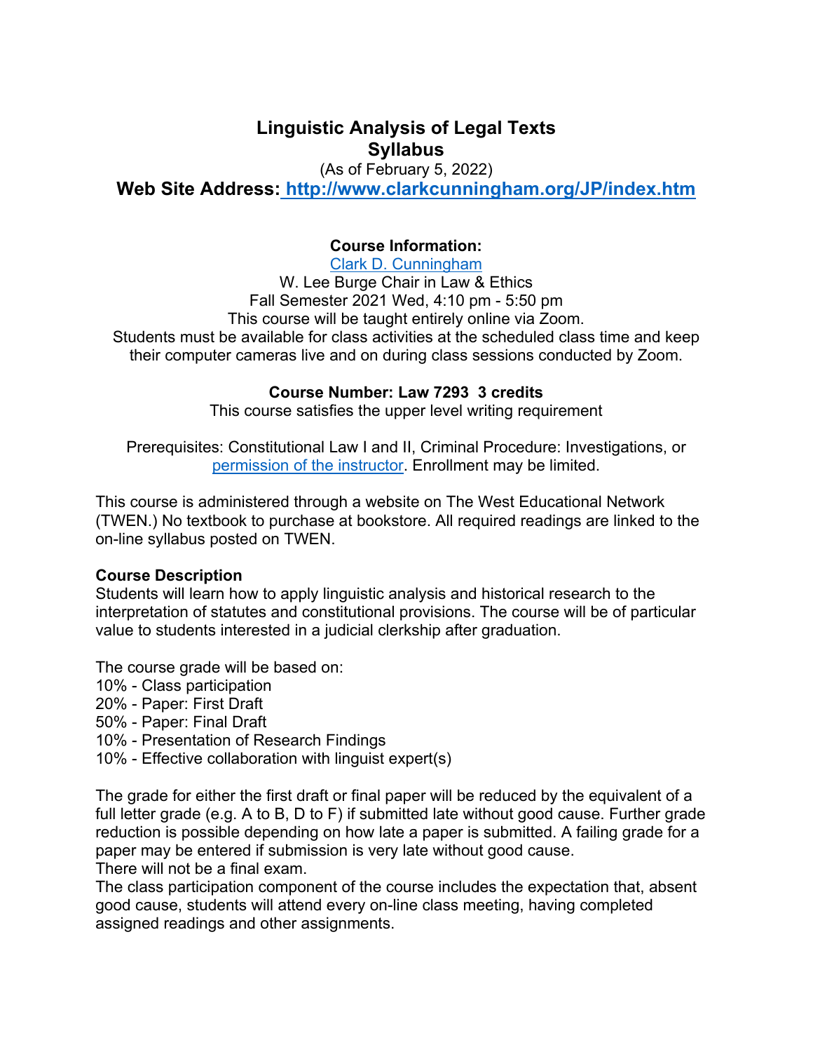# Linguistic Analysis of Legal Texts
# Syllabus

(As of February 5, 2022)

**Web Site Address: [http://www.clarkcunningham.org/JP/index.htm](http://www.clarkcunningham.org/JP/index.htm)**

**Course Information:**

Clark D. Cunningham

W. Lee Burge Chair in Law & Ethics

Fall Semester 2021 Wed, 4:10 pm - 5:50 pm

This course will be taught entirely online via Zoom.

Students must be available for class activities at the scheduled class time and keep their computer cameras live and on during class sessions conducted by Zoom.

**Course Number: Law 7293 3 credits**

This course satisfies the upper level writing requirement

Prerequisites: Constitutional Law I and II, Criminal Procedure: Investigations, or permission of the instructor. Enrollment may be limited.

This course is administered through a website on The West Educational Network (TWEN.) No textbook to purchase at bookstore. All required readings are linked to the on-line syllabus posted on TWEN.

**Course Description**

Students will learn how to apply linguistic analysis and historical research to the interpretation of statutes and constitutional provisions. The course will be of particular value to students interested in a judicial clerkship after graduation.

The course grade will be based on:
- 10% - Class participation
- 20% - Paper: First Draft
- 50% - Paper: Final Draft
- 10% - Presentation of Research Findings
- 10% - Effective collaboration with linguist expert(s)

The grade for either the first draft or final paper will be reduced by the equivalent of a full letter grade (e.g. A to B, D to F) if submitted late without good cause. Further grade reduction is possible depending on how late a paper is submitted. A failing grade for a paper may be entered if submission is very late without good cause.

There will not be a final exam.

The class participation component of the course includes the expectation that, absent good cause, students will attend every on-line class meeting, having completed assigned readings and other assignments.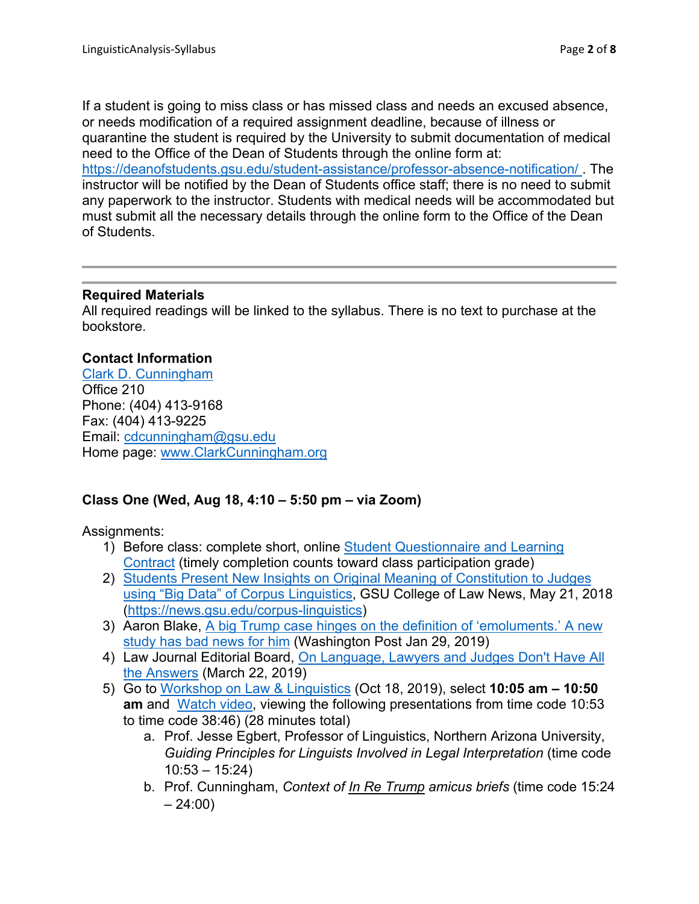If a student is going to miss class or has missed class and needs an excused absence, or needs modification of a required assignment deadline, because of illness or quarantine the student is required by the University to submit documentation of medical need to the Office of the Dean of Students through the online form at: https://deanofstudents.gsu.edu/student-assistance/professor-absence-notification/ . The instructor will be notified by the Dean of Students office staff; there is no need to submit any paperwork to the instructor. Students with medical needs will be accommodated but must submit all the necessary details through the online form to the Office of the Dean of Students.

---

**Required Materials**
All required readings will be linked to the syllabus. There is no text to purchase at the bookstore.

**Contact Information**
Clark D. Cunningham
Office 210
Phone: (404) 413-9168
Fax: (404) 413-9225
Email: cdcunningham@gsu.edu
Home page: www.ClarkCunningham.org

**Class One (Wed, Aug 18, 4:10 – 5:50 pm – via Zoom)**

Assignments:

1) Before class: complete short, online Student Questionnaire and Learning Contract (timely completion counts toward class participation grade)
2) Students Present New Insights on Original Meaning of Constitution to Judges using "Big Data" of Corpus Linguistics, GSU College of Law News, May 21, 2018 (https://news.gsu.edu/corpus-linguistics)
3) Aaron Blake, A big Trump case hinges on the definition of 'emoluments.' A new study has bad news for him (Washington Post Jan 29, 2019)
4) Law Journal Editorial Board, On Language, Lawyers and Judges Don't Have All the Answers (March 22, 2019)
5) Go to Workshop on Law & Linguistics (Oct 18, 2019), select **10:05 am – 10:50 am** and Watch video, viewing the following presentations from time code 10:53 to time code 38:46) (28 minutes total)
   a. Prof. Jesse Egbert, Professor of Linguistics, Northern Arizona University, *Guiding Principles for Linguists Involved in Legal Interpretation* (time code 10:53 – 15:24)
   b. Prof. Cunningham, *Context of In Re Trump amicus briefs* (time code 15:24 – 24:00)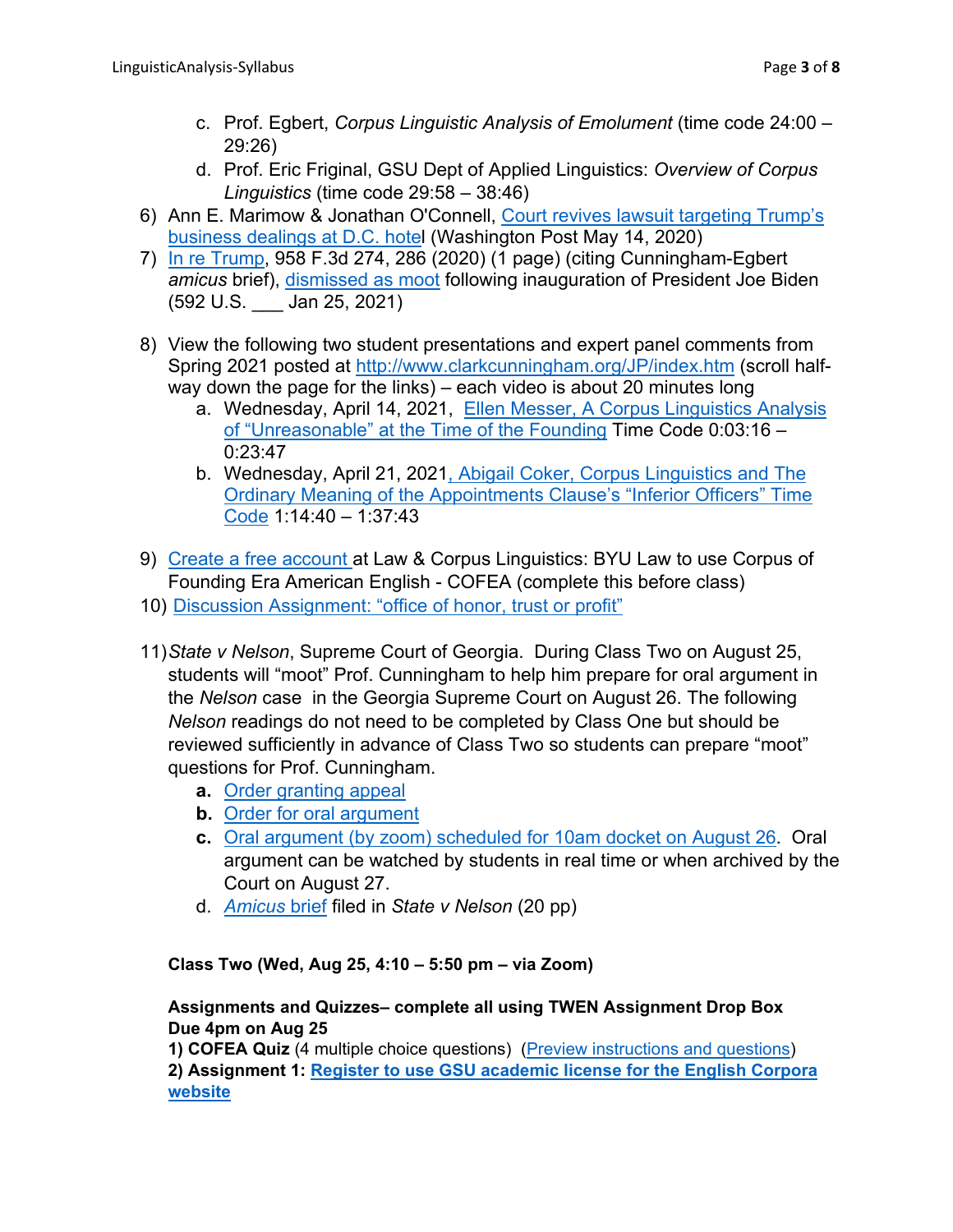c. Prof. Egbert, *Corpus Linguistic Analysis of Emolument* (time code 24:00 – 29:26)
   d. Prof. Eric Friginal, GSU Dept of Applied Linguistics: *Overview of Corpus Linguistics* (time code 29:58 – 38:46)

6) Ann E. Marimow & Jonathan O'Connell, Court revives lawsuit targeting Trump's business dealings at D.C. hotel (Washington Post May 14, 2020)
7) In re Trump, 958 F.3d 274, 286 (2020) (1 page) (citing Cunningham-Egbert *amicus* brief), dismissed as moot following inauguration of President Joe Biden (592 U.S. ___ Jan 25, 2021)

8) View the following two student presentations and expert panel comments from Spring 2021 posted at http://www.clarkcunningham.org/JP/index.htm (scroll half-way down the page for the links) – each video is about 20 minutes long
   a. Wednesday, April 14, 2021, Ellen Messer, A Corpus Linguistics Analysis of "Unreasonable" at the Time of the Founding Time Code 0:03:16 – 0:23:47
   b. Wednesday, April 21, 2021, Abigail Coker, Corpus Linguistics and The Ordinary Meaning of the Appointments Clause's "Inferior Officers" Time Code 1:14:40 – 1:37:43

9) Create a free account at Law & Corpus Linguistics: BYU Law to use Corpus of Founding Era American English - COFEA (complete this before class)
10) Discussion Assignment: "office of honor, trust or profit"

11) *State v Nelson*, Supreme Court of Georgia. During Class Two on August 25, students will "moot" Prof. Cunningham to help him prepare for oral argument in the *Nelson* case in the Georgia Supreme Court on August 26. The following *Nelson* readings do not need to be completed by Class One but should be reviewed sufficiently in advance of Class Two so students can prepare "moot" questions for Prof. Cunningham.
   **a.** Order granting appeal
   **b.** Order for oral argument
   **c.** Oral argument (by zoom) scheduled for 10am docket on August 26. Oral argument can be watched by students in real time or when archived by the Court on August 27.
   d. *Amicus* brief filed in *State v Nelson* (20 pp)

**Class Two (Wed, Aug 25, 4:10 – 5:50 pm – via Zoom)**

**Assignments and Quizzes– complete all using TWEN Assignment Drop Box**
**Due 4pm on Aug 25**
**1) COFEA Quiz** (4 multiple choice questions) (Preview instructions and questions)
**2) Assignment 1: Register to use GSU academic license for the English Corpora website**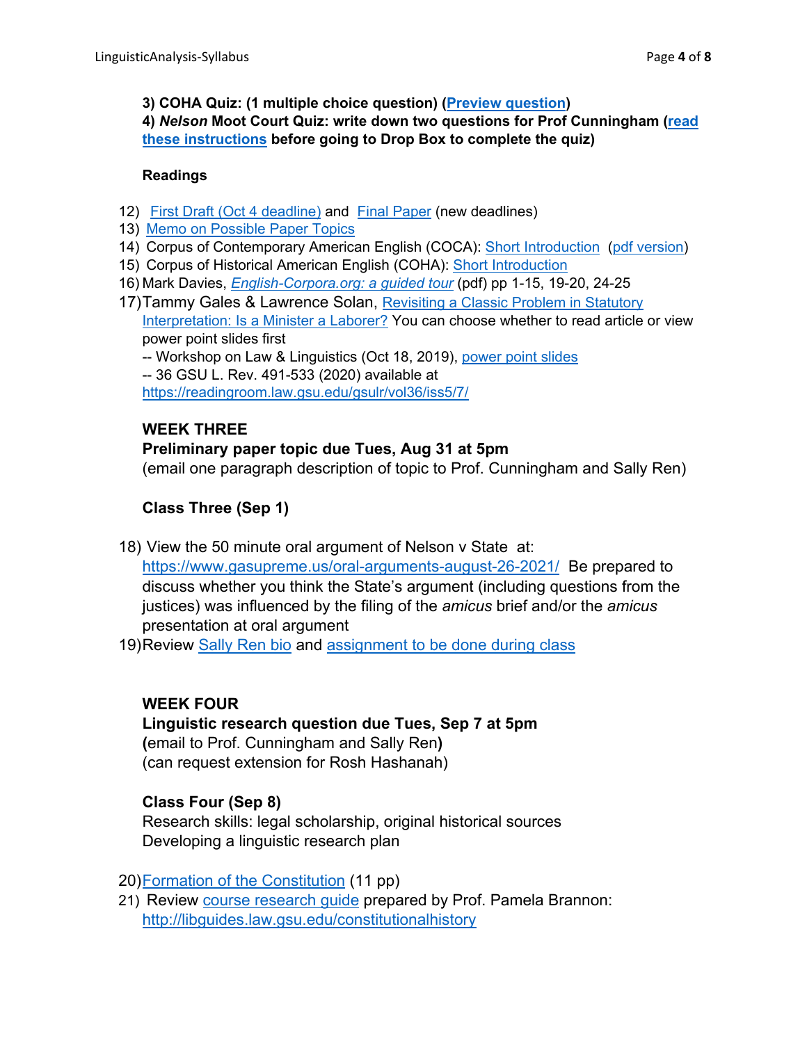**3) COHA Quiz: (1 multiple choice question) (Preview question)**
**4) *Nelson* Moot Court Quiz: write down two questions for Prof Cunningham (read these instructions before going to Drop Box to complete the quiz)**

**Readings**

12) First Draft (Oct 4 deadline) and Final Paper (new deadlines)
13) Memo on Possible Paper Topics
14) Corpus of Contemporary American English (COCA): Short Introduction (pdf version)
15) Corpus of Historical American English (COHA): Short Introduction
16) Mark Davies, *English-Corpora.org: a guided tour* (pdf) pp 1-15, 19-20, 24-25
17) Tammy Gales & Lawrence Solan, Revisiting a Classic Problem in Statutory Interpretation: Is a Minister a Laborer? You can choose whether to read article or view power point slides first
-- Workshop on Law & Linguistics (Oct 18, 2019), power point slides
-- 36 GSU L. Rev. 491-533 (2020) available at https://readingroom.law.gsu.edu/gsulr/vol36/iss5/7/

**WEEK THREE**
**Preliminary paper topic due Tues, Aug 31 at 5pm**
(email one paragraph description of topic to Prof. Cunningham and Sally Ren)

**Class Three (Sep 1)**

18) View the 50 minute oral argument of Nelson v State at: https://www.gasupreme.us/oral-arguments-august-26-2021/ Be prepared to discuss whether you think the State's argument (including questions from the justices) was influenced by the filing of the *amicus* brief and/or the *amicus* presentation at oral argument
19) Review Sally Ren bio and assignment to be done during class

**WEEK FOUR**
**Linguistic research question due Tues, Sep 7 at 5pm**
**(**email to Prof. Cunningham and Sally Ren**)**
(can request extension for Rosh Hashanah)

**Class Four (Sep 8)**
Research skills: legal scholarship, original historical sources
Developing a linguistic research plan

20) Formation of the Constitution (11 pp)
21) Review course research guide prepared by Prof. Pamela Brannon: http://libguides.law.gsu.edu/constitutionalhistory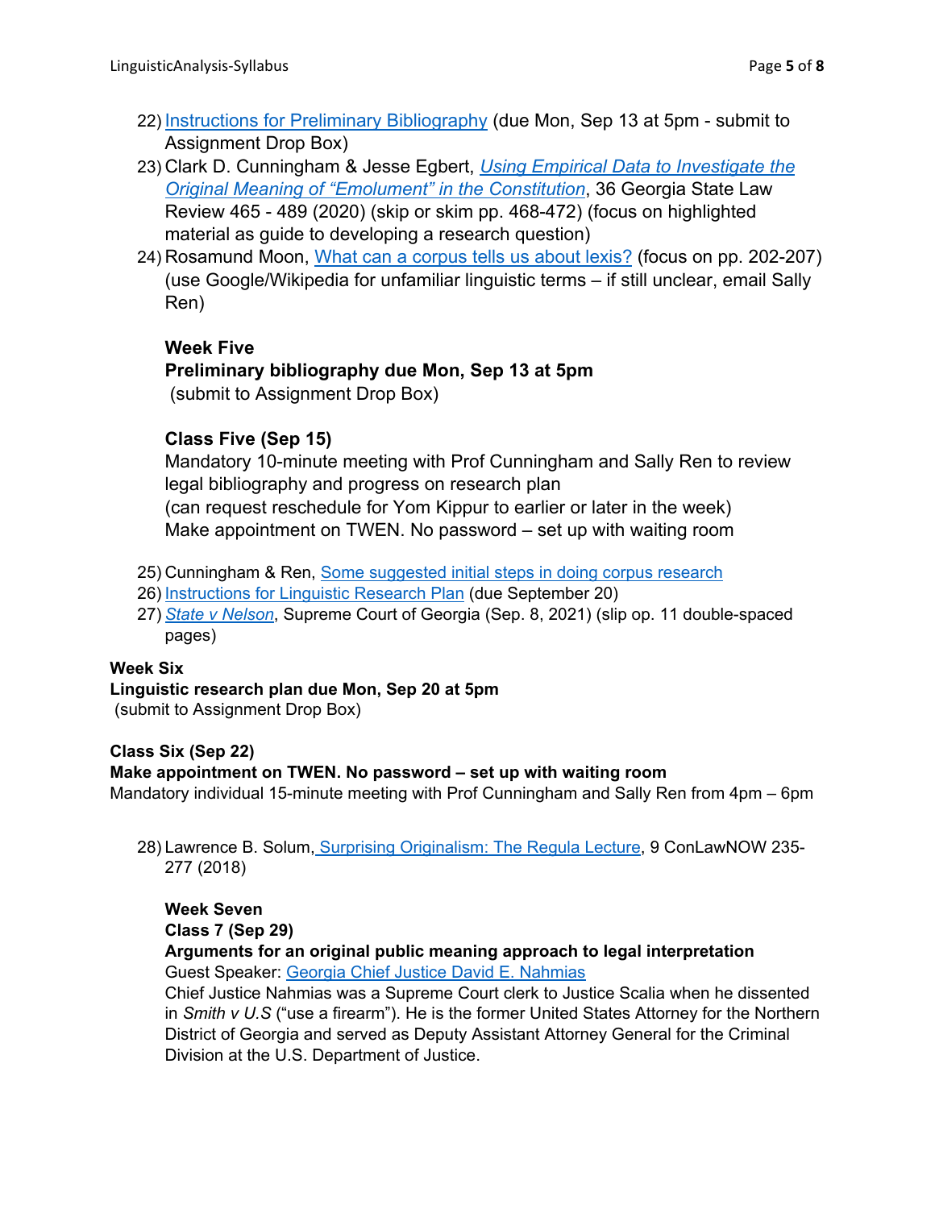22) [Instructions for Preliminary Bibliography](#) (due Mon, Sep 13 at 5pm - submit to Assignment Drop Box)
23) Clark D. Cunningham & Jesse Egbert, [*Using Empirical Data to Investigate the Original Meaning of "Emolument" in the Constitution*](#), 36 Georgia State Law Review 465 - 489 (2020) (skip or skim pp. 468-472) (focus on highlighted material as guide to developing a research question)
24) Rosamund Moon, [What can a corpus tells us about lexis?](#) (focus on pp. 202-207) (use Google/Wikipedia for unfamiliar linguistic terms – if still unclear, email Sally Ren)

**Week Five**
**Preliminary bibliography due Mon, Sep 13 at 5pm**
(submit to Assignment Drop Box)

**Class Five (Sep 15)**
Mandatory 10-minute meeting with Prof Cunningham and Sally Ren to review legal bibliography and progress on research plan
(can request reschedule for Yom Kippur to earlier or later in the week)
Make appointment on TWEN. No password – set up with waiting room

25) Cunningham & Ren, [Some suggested initial steps in doing corpus research](#)
26) [Instructions for Linguistic Research Plan](#) (due September 20)
27) [*State v Nelson*](#), Supreme Court of Georgia (Sep. 8, 2021) (slip op. 11 double-spaced pages)

**Week Six**
**Linguistic research plan due Mon, Sep 20 at 5pm**
(submit to Assignment Drop Box)

**Class Six (Sep 22)**
**Make appointment on TWEN. No password – set up with waiting room**
Mandatory individual 15-minute meeting with Prof Cunningham and Sally Ren from 4pm – 6pm

28) Lawrence B. Solum, [Surprising Originalism: The Regula Lecture](#), 9 ConLawNOW 235-277 (2018)

**Week Seven**
**Class 7 (Sep 29)**
**Arguments for an original public meaning approach to legal interpretation**
Guest Speaker: [Georgia Chief Justice David E. Nahmias](#)
Chief Justice Nahmias was a Supreme Court clerk to Justice Scalia when he dissented in *Smith v U.S* ("use a firearm"). He is the former United States Attorney for the Northern District of Georgia and served as Deputy Assistant Attorney General for the Criminal Division at the U.S. Department of Justice.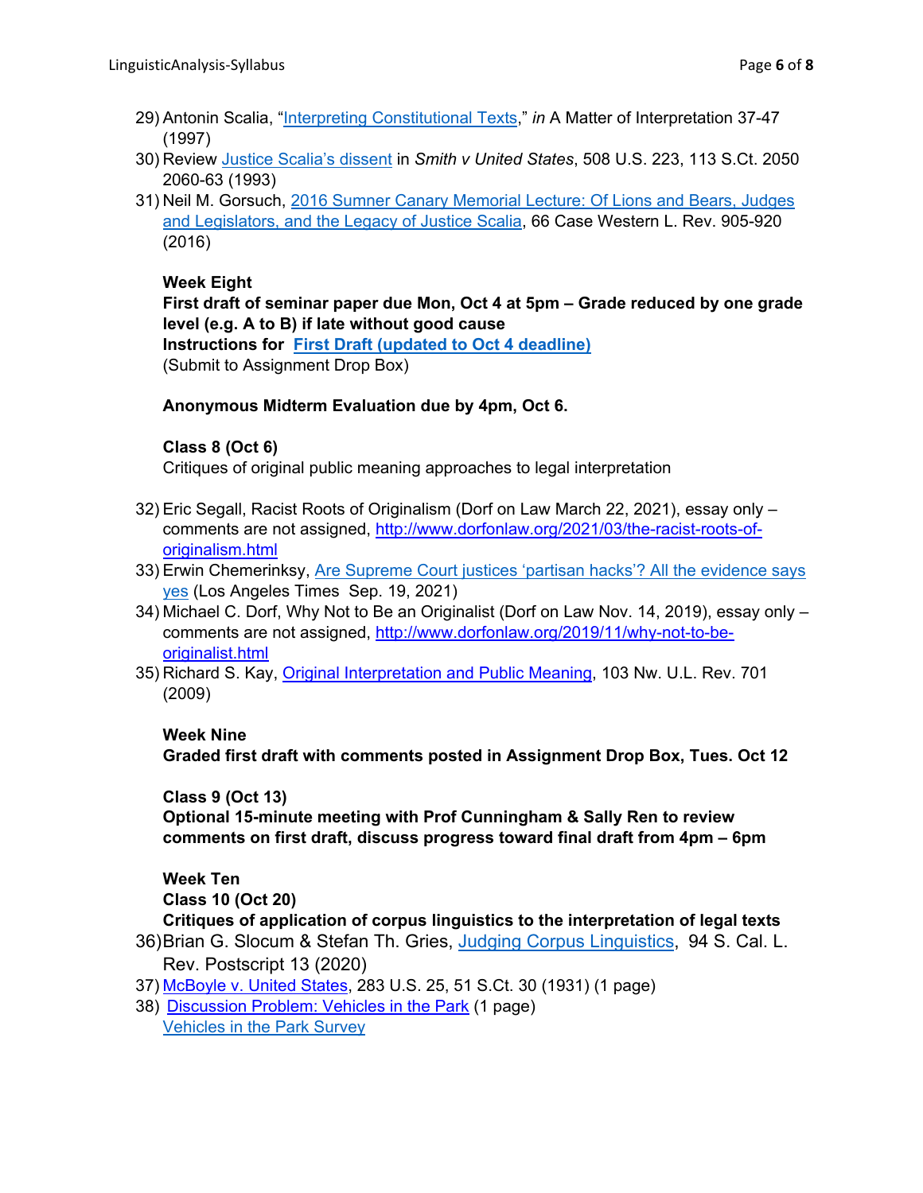29) Antonin Scalia, "Interpreting Constitutional Texts," *in* A Matter of Interpretation 37-47 (1997)
30) Review Justice Scalia's dissent in *Smith v United States*, 508 U.S. 223, 113 S.Ct. 2050 2060-63 (1993)
31) Neil M. Gorsuch, 2016 Sumner Canary Memorial Lecture: Of Lions and Bears, Judges and Legislators, and the Legacy of Justice Scalia, 66 Case Western L. Rev. 905-920 (2016)

**Week Eight**
**First draft of seminar paper due Mon, Oct 4 at 5pm – Grade reduced by one grade level (e.g. A to B) if late without good cause**
**Instructions for First Draft (updated to Oct 4 deadline)**
(Submit to Assignment Drop Box)

**Anonymous Midterm Evaluation due by 4pm, Oct 6.**

**Class 8 (Oct 6)**
Critiques of original public meaning approaches to legal interpretation

32) Eric Segall, Racist Roots of Originalism (Dorf on Law March 22, 2021), essay only – comments are not assigned, http://www.dorfonlaw.org/2021/03/the-racist-roots-of-originalism.html
33) Erwin Chemerinksy, Are Supreme Court justices 'partisan hacks'? All the evidence says yes (Los Angeles Times Sep. 19, 2021)
34) Michael C. Dorf, Why Not to Be an Originalist (Dorf on Law Nov. 14, 2019), essay only – comments are not assigned, http://www.dorfonlaw.org/2019/11/why-not-to-be-originalist.html
35) Richard S. Kay, Original Interpretation and Public Meaning, 103 Nw. U.L. Rev. 701 (2009)

**Week Nine**
**Graded first draft with comments posted in Assignment Drop Box, Tues. Oct 12**

**Class 9 (Oct 13)**
**Optional 15-minute meeting with Prof Cunningham & Sally Ren to review comments on first draft, discuss progress toward final draft from 4pm – 6pm**

**Week Ten**
**Class 10 (Oct 20)**
**Critiques of application of corpus linguistics to the interpretation of legal texts**

36) Brian G. Slocum & Stefan Th. Gries, Judging Corpus Linguistics, 94 S. Cal. L. Rev. Postscript 13 (2020)
37) McBoyle v. United States, 283 U.S. 25, 51 S.Ct. 30 (1931) (1 page)
38) Discussion Problem: Vehicles in the Park (1 page)
Vehicles in the Park Survey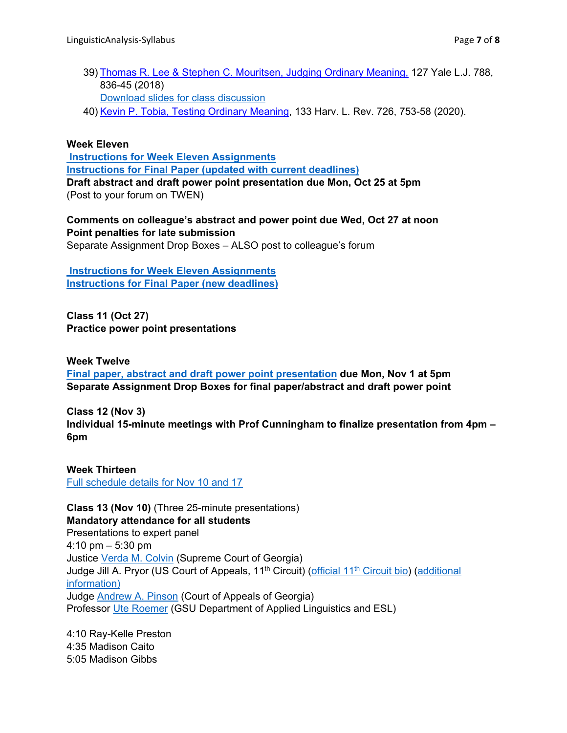39) Thomas R. Lee & Stephen C. Mouritsen, Judging Ordinary Meaning, 127 Yale L.J. 788, 836-45 (2018)
    Download slides for class discussion
40) Kevin P. Tobia, Testing Ordinary Meaning, 133 Harv. L. Rev. 726, 753-58 (2020).

**Week Eleven**
**Instructions for Week Eleven Assignments**
**Instructions for Final Paper (updated with current deadlines)**
**Draft abstract and draft power point presentation due Mon, Oct 25 at 5pm**
(Post to your forum on TWEN)

**Comments on colleague's abstract and power point due Wed, Oct 27 at noon**
**Point penalties for late submission**
Separate Assignment Drop Boxes – ALSO post to colleague's forum

**Instructions for Week Eleven Assignments**
**Instructions for Final Paper (new deadlines)**

**Class 11 (Oct 27)**
**Practice power point presentations**

**Week Twelve**
**Final paper, abstract and draft power point presentation due Mon, Nov 1 at 5pm**
**Separate Assignment Drop Boxes for final paper/abstract and draft power point**

**Class 12 (Nov 3)**
**Individual 15-minute meetings with Prof Cunningham to finalize presentation from 4pm – 6pm**

**Week Thirteen**
Full schedule details for Nov 10 and 17

**Class 13 (Nov 10)** (Three 25-minute presentations)
**Mandatory attendance for all students**
Presentations to expert panel
4:10 pm – 5:30 pm
Justice Verda M. Colvin (Supreme Court of Georgia)
Judge Jill A. Pryor (US Court of Appeals, 11th Circuit) (official 11th Circuit bio) (additional information)
Judge Andrew A. Pinson (Court of Appeals of Georgia)
Professor Ute Roemer (GSU Department of Applied Linguistics and ESL)

4:10 Ray-Kelle Preston
4:35 Madison Caito
5:05 Madison Gibbs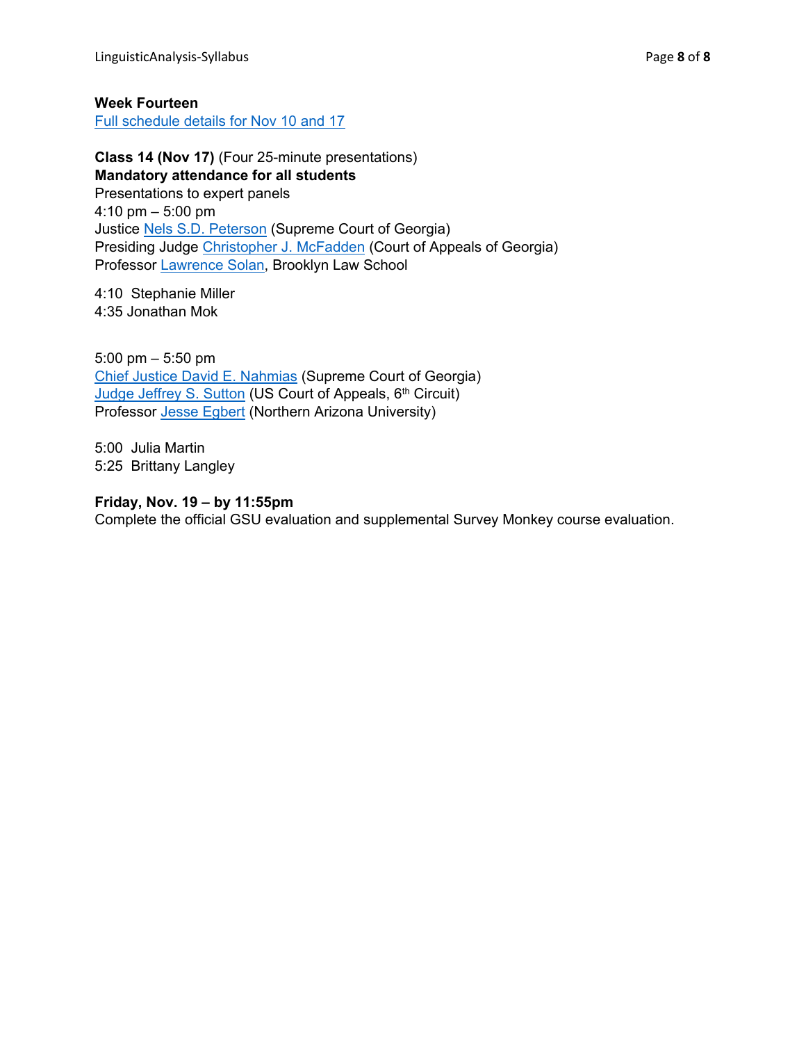**Week Fourteen**
Full schedule details for Nov 10 and 17

**Class 14 (Nov 17)** (Four 25-minute presentations)
**Mandatory attendance for all students**
Presentations to expert panels
4:10 pm – 5:00 pm
Justice Nels S.D. Peterson (Supreme Court of Georgia)
Presiding Judge Christopher J. McFadden (Court of Appeals of Georgia)
Professor Lawrence Solan, Brooklyn Law School

4:10 Stephanie Miller
4:35 Jonathan Mok

5:00 pm – 5:50 pm
Chief Justice David E. Nahmias (Supreme Court of Georgia)
Judge Jeffrey S. Sutton (US Court of Appeals, 6th Circuit)
Professor Jesse Egbert (Northern Arizona University)

5:00 Julia Martin
5:25 Brittany Langley

**Friday, Nov. 19 – by 11:55pm**
Complete the official GSU evaluation and supplemental Survey Monkey course evaluation.